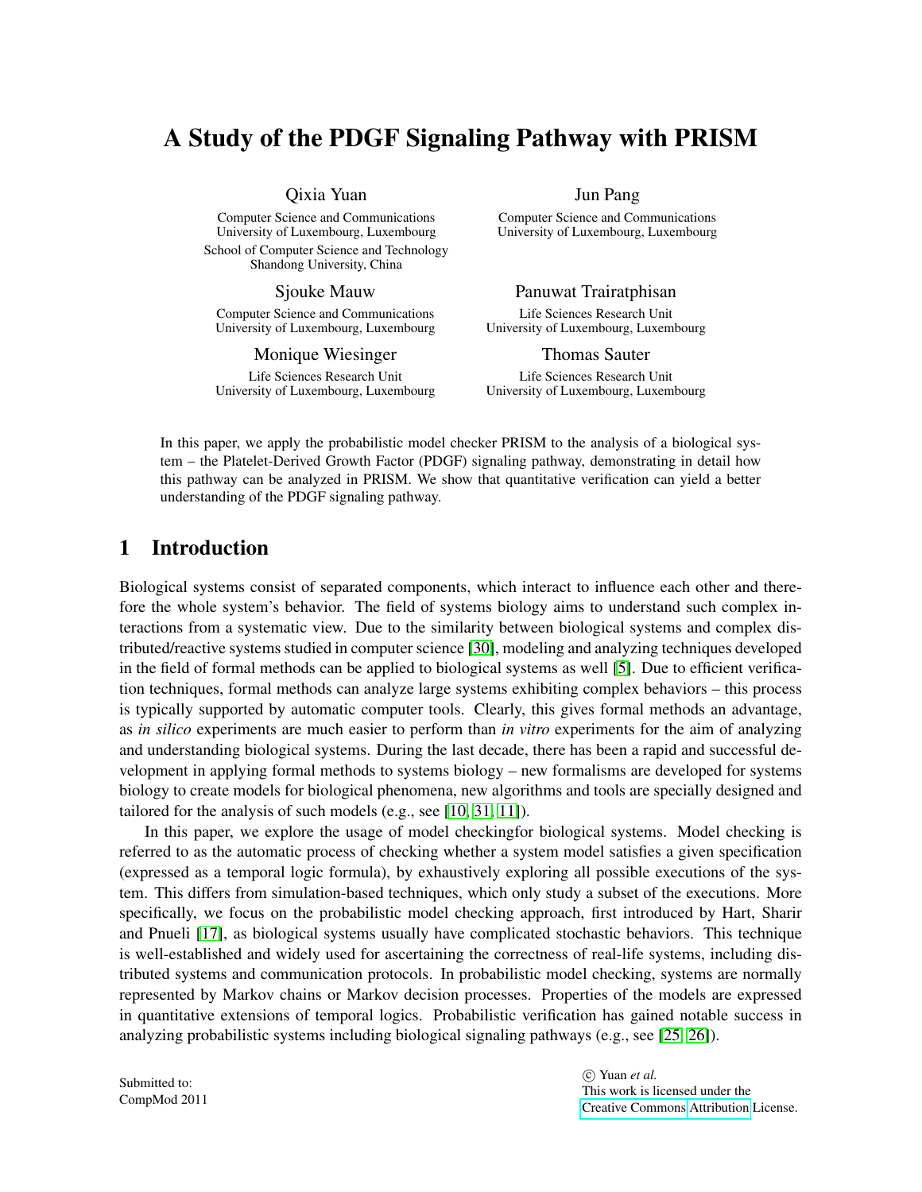# A Study of the PDGF Signaling Pathway with PRISM

Qixia Yuan
Computer Science and Communications
University of Luxembourg, Luxembourg
School of Computer Science and Technology
Shandong University, China

Jun Pang
Computer Science and Communications
University of Luxembourg, Luxembourg

Sjouke Mauw
Computer Science and Communications
University of Luxembourg, Luxembourg

Panuwat Trairatphisan
Life Sciences Research Unit
University of Luxembourg, Luxembourg

Monique Wiesinger
Life Sciences Research Unit
University of Luxembourg, Luxembourg

Thomas Sauter
Life Sciences Research Unit
University of Luxembourg, Luxembourg

In this paper, we apply the probabilistic model checker PRISM to the analysis of a biological system – the Platelet-Derived Growth Factor (PDGF) signaling pathway, demonstrating in detail how this pathway can be analyzed in PRISM. We show that quantitative verification can yield a better understanding of the PDGF signaling pathway.

## 1 Introduction

Biological systems consist of separated components, which interact to influence each other and therefore the whole system's behavior. The field of systems biology aims to understand such complex interactions from a systematic view. Due to the similarity between biological systems and complex distributed/reactive systems studied in computer science [30], modeling and analyzing techniques developed in the field of formal methods can be applied to biological systems as well [5]. Due to efficient verification techniques, formal methods can analyze large systems exhibiting complex behaviors – this process is typically supported by automatic computer tools. Clearly, this gives formal methods an advantage, as *in silico* experiments are much easier to perform than *in vitro* experiments for the aim of analyzing and understanding biological systems. During the last decade, there has been a rapid and successful development in applying formal methods to systems biology – new formalisms are developed for systems biology to create models for biological phenomena, new algorithms and tools are specially designed and tailored for the analysis of such models (e.g., see [10, 31, 11]).

In this paper, we explore the usage of model checkingfor biological systems. Model checking is referred to as the automatic process of checking whether a system model satisfies a given specification (expressed as a temporal logic formula), by exhaustively exploring all possible executions of the system. This differs from simulation-based techniques, which only study a subset of the executions. More specifically, we focus on the probabilistic model checking approach, first introduced by Hart, Sharir and Pnueli [17], as biological systems usually have complicated stochastic behaviors. This technique is well-established and widely used for ascertaining the correctness of real-life systems, including distributed systems and communication protocols. In probabilistic model checking, systems are normally represented by Markov chains or Markov decision processes. Properties of the models are expressed in quantitative extensions of temporal logics. Probabilistic verification has gained notable success in analyzing probabilistic systems including biological signaling pathways (e.g., see [25, 26]).

Submitted to:
CompMod 2011

© Yuan *et al.*
This work is licensed under the
Creative Commons Attribution License.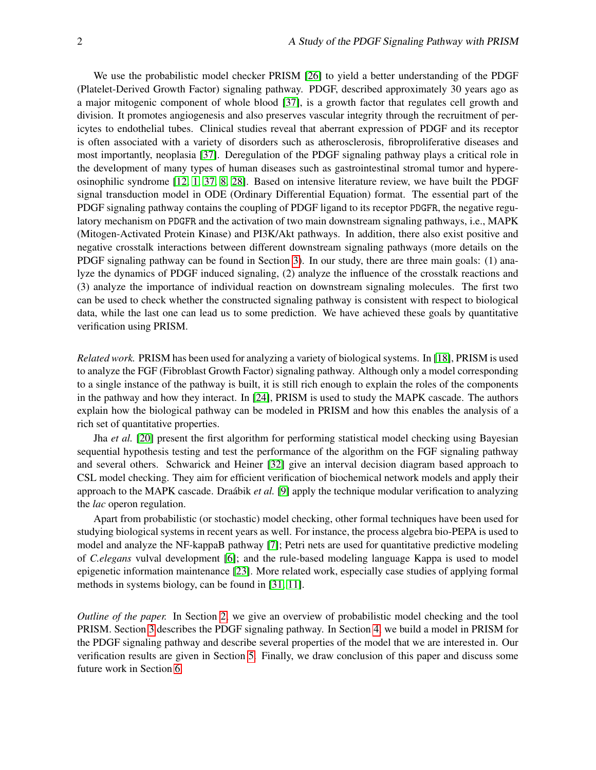We use the probabilistic model checker PRISM [26] to yield a better understanding of the PDGF (Platelet-Derived Growth Factor) signaling pathway. PDGF, described approximately 30 years ago as a major mitogenic component of whole blood [37], is a growth factor that regulates cell growth and division. It promotes angiogenesis and also preserves vascular integrity through the recruitment of pericytes to endothelial tubes. Clinical studies reveal that aberrant expression of PDGF and its receptor is often associated with a variety of disorders such as atherosclerosis, fibroproliferative diseases and most importantly, neoplasia [37]. Deregulation of the PDGF signaling pathway plays a critical role in the development of many types of human diseases such as gastrointestinal stromal tumor and hypereosinophilic syndrome [12, 1, 37, 8, 28]. Based on intensive literature review, we have built the PDGF signal transduction model in ODE (Ordinary Differential Equation) format. The essential part of the PDGF signaling pathway contains the coupling of PDGF ligand to its receptor `PDGFR`, the negative regulatory mechanism on `PDGFR` and the activation of two main downstream signaling pathways, i.e., MAPK (Mitogen-Activated Protein Kinase) and PI3K/Akt pathways. In addition, there also exist positive and negative crosstalk interactions between different downstream signaling pathways (more details on the PDGF signaling pathway can be found in Section 3). In our study, there are three main goals: (1) analyze the dynamics of PDGF induced signaling, (2) analyze the influence of the crosstalk reactions and (3) analyze the importance of individual reaction on downstream signaling molecules. The first two can be used to check whether the constructed signaling pathway is consistent with respect to biological data, while the last one can lead us to some prediction. We have achieved these goals by quantitative verification using PRISM.

*Related work.* PRISM has been used for analyzing a variety of biological systems. In [18], PRISM is used to analyze the FGF (Fibroblast Growth Factor) signaling pathway. Although only a model corresponding to a single instance of the pathway is built, it is still rich enough to explain the roles of the components in the pathway and how they interact. In [24], PRISM is used to study the MAPK cascade. The authors explain how the biological pathway can be modeled in PRISM and how this enables the analysis of a rich set of quantitative properties.

Jha *et al.* [20] present the first algorithm for performing statistical model checking using Bayesian sequential hypothesis testing and test the performance of the algorithm on the FGF signaling pathway and several others. Schwarick and Heiner [32] give an interval decision diagram based approach to CSL model checking. They aim for efficient verification of biochemical network models and apply their approach to the MAPK cascade. Draábik *et al.* [9] apply the technique modular verification to analyzing the *lac* operon regulation.

Apart from probabilistic (or stochastic) model checking, other formal techniques have been used for studying biological systems in recent years as well. For instance, the process algebra bio-PEPA is used to model and analyze the NF-kappaB pathway [7]; Petri nets are used for quantitative predictive modeling of *C.elegans* vulval development [6]; and the rule-based modeling language Kappa is used to model epigenetic information maintenance [23]. More related work, especially case studies of applying formal methods in systems biology, can be found in [31, 11].

*Outline of the paper.* In Section 2, we give an overview of probabilistic model checking and the tool PRISM. Section 3 describes the PDGF signaling pathway. In Section 4, we build a model in PRISM for the PDGF signaling pathway and describe several properties of the model that we are interested in. Our verification results are given in Section 5. Finally, we draw conclusion of this paper and discuss some future work in Section 6.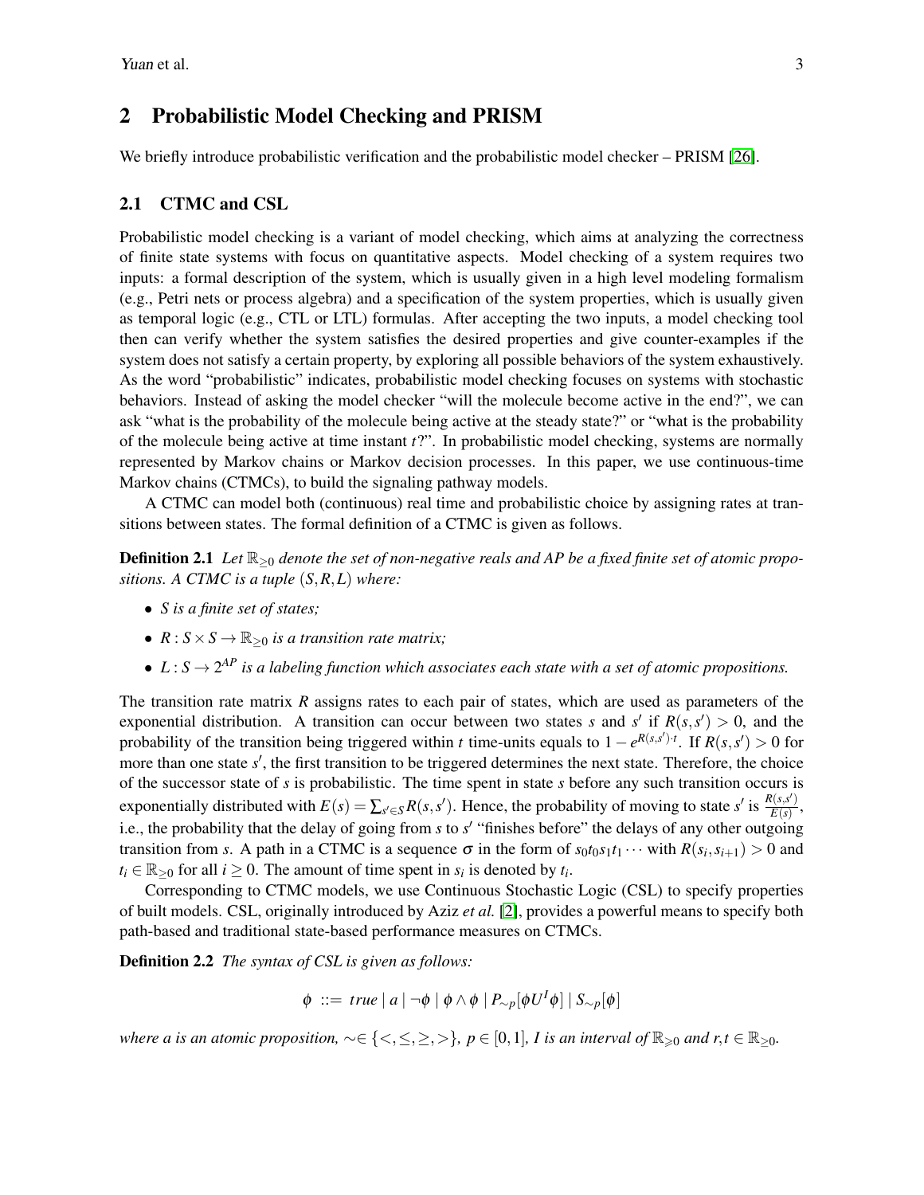## 2 Probabilistic Model Checking and PRISM

We briefly introduce probabilistic verification and the probabilistic model checker – PRISM [26].

### 2.1 CTMC and CSL

Probabilistic model checking is a variant of model checking, which aims at analyzing the correctness of finite state systems with focus on quantitative aspects. Model checking of a system requires two inputs: a formal description of the system, which is usually given in a high level modeling formalism (e.g., Petri nets or process algebra) and a specification of the system properties, which is usually given as temporal logic (e.g., CTL or LTL) formulas. After accepting the two inputs, a model checking tool then can verify whether the system satisfies the desired properties and give counter-examples if the system does not satisfy a certain property, by exploring all possible behaviors of the system exhaustively. As the word "probabilistic" indicates, probabilistic model checking focuses on systems with stochastic behaviors. Instead of asking the model checker "will the molecule become active in the end?", we can ask "what is the probability of the molecule being active at the steady state?" or "what is the probability of the molecule being active at time instant $t$?". In probabilistic model checking, systems are normally represented by Markov chains or Markov decision processes. In this paper, we use continuous-time Markov chains (CTMCs), to build the signaling pathway models.

A CTMC can model both (continuous) real time and probabilistic choice by assigning rates at transitions between states. The formal definition of a CTMC is given as follows.

**Definition 2.1** *Let $\mathbb{R}_{\geq 0}$ denote the set of non-negative reals and AP be a fixed finite set of atomic propositions. A CTMC is a tuple $(S,R,L)$ where:*

- *$S$ is a finite set of states;*
- *$R : S \times S \rightarrow \mathbb{R}_{\geq 0}$ is a transition rate matrix;*
- *$L : S \rightarrow 2^{AP}$ is a labeling function which associates each state with a set of atomic propositions.*

The transition rate matrix $R$ assigns rates to each pair of states, which are used as parameters of the exponential distribution. A transition can occur between two states $s$ and $s'$ if $R(s,s') > 0$, and the probability of the transition being triggered within $t$ time-units equals to $1 - e^{R(s,s')\cdot t}$. If $R(s,s') > 0$ for more than one state $s'$, the first transition to be triggered determines the next state. Therefore, the choice of the successor state of $s$ is probabilistic. The time spent in state $s$ before any such transition occurs is exponentially distributed with $E(s) = \sum_{s' \in S} R(s,s')$. Hence, the probability of moving to state $s'$ is $\frac{R(s,s')}{E(s)}$, i.e., the probability that the delay of going from $s$ to $s'$ "finishes before" the delays of any other outgoing transition from $s$. A path in a CTMC is a sequence $\sigma$ in the form of $s_0 t_0 s_1 t_1 \cdots$ with $R(s_i, s_{i+1}) > 0$ and $t_i \in \mathbb{R}_{\geq 0}$ for all $i \geq 0$. The amount of time spent in $s_i$ is denoted by $t_i$.

Corresponding to CTMC models, we use Continuous Stochastic Logic (CSL) to specify properties of built models. CSL, originally introduced by Aziz *et al.* [2], provides a powerful means to specify both path-based and traditional state-based performance measures on CTMCs.

**Definition 2.2** *The syntax of CSL is given as follows:*

$$\phi \ ::= \ true \mid a \mid \neg\phi \mid \phi \wedge \phi \mid P_{\sim p}[\phi U^I \phi] \mid S_{\sim p}[\phi]$$

*where a is an atomic proposition, $\sim \in \{<, \leq, \geq, >\}$, $p \in [0,1]$, $I$ is an interval of $\mathbb{R}_{\geqslant 0}$ and $r, t \in \mathbb{R}_{\geq 0}$.*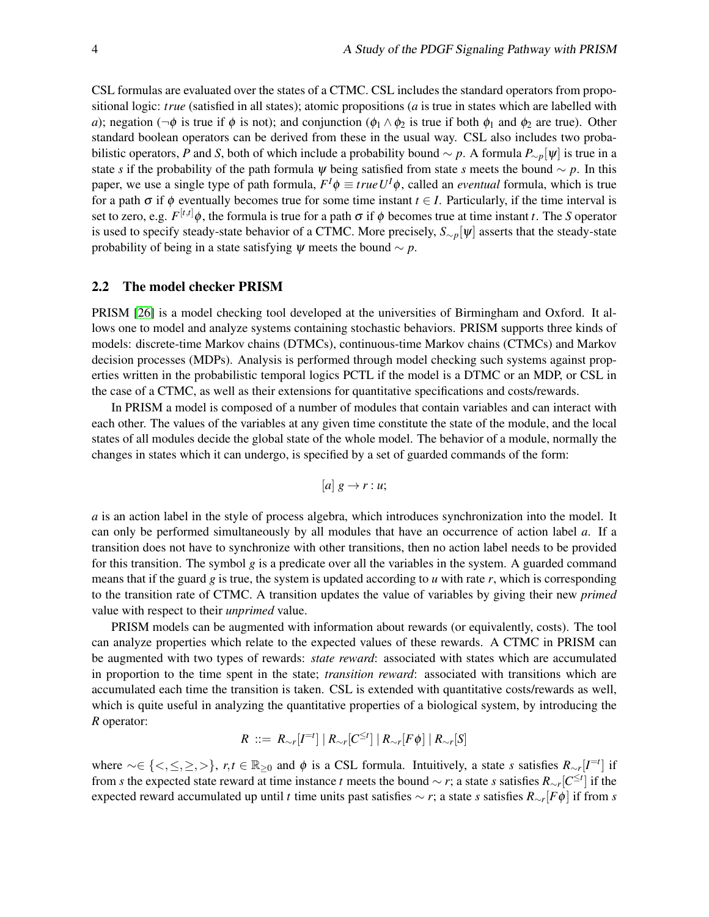CSL formulas are evaluated over the states of a CTMC. CSL includes the standard operators from propositional logic: *true* (satisfied in all states); atomic propositions ($a$ is true in states which are labelled with $a$); negation ($\neg\phi$ is true if $\phi$ is not); and conjunction ($\phi_1 \wedge \phi_2$ is true if both $\phi_1$ and $\phi_2$ are true). Other standard boolean operators can be derived from these in the usual way. CSL also includes two probabilistic operators, $P$ and $S$, both of which include a probability bound $\sim p$. A formula $P_{\sim p}[\psi]$ is true in a state $s$ if the probability of the path formula $\psi$ being satisfied from state $s$ meets the bound $\sim p$. In this paper, we use a single type of path formula, $F^I\phi \equiv true\,U^I\phi$, called an *eventual* formula, which is true for a path $\sigma$ if $\phi$ eventually becomes true for some time instant $t \in I$. Particularly, if the time interval is set to zero, e.g. $F^{[t,t]}\phi$, the formula is true for a path $\sigma$ if $\phi$ becomes true at time instant $t$. The $S$ operator is used to specify steady-state behavior of a CTMC. More precisely, $S_{\sim p}[\psi]$ asserts that the steady-state probability of being in a state satisfying $\psi$ meets the bound $\sim p$.

## 2.2 The model checker PRISM

PRISM [26] is a model checking tool developed at the universities of Birmingham and Oxford. It allows one to model and analyze systems containing stochastic behaviors. PRISM supports three kinds of models: discrete-time Markov chains (DTMCs), continuous-time Markov chains (CTMCs) and Markov decision processes (MDPs). Analysis is performed through model checking such systems against properties written in the probabilistic temporal logics PCTL if the model is a DTMC or an MDP, or CSL in the case of a CTMC, as well as their extensions for quantitative specifications and costs/rewards.

In PRISM a model is composed of a number of modules that contain variables and can interact with each other. The values of the variables at any given time constitute the state of the module, and the local states of all modules decide the global state of the whole model. The behavior of a module, normally the changes in states which it can undergo, is specified by a set of guarded commands of the form:

$$[a]\ g \rightarrow r : u;$$

$a$ is an action label in the style of process algebra, which introduces synchronization into the model. It can only be performed simultaneously by all modules that have an occurrence of action label $a$. If a transition does not have to synchronize with other transitions, then no action label needs to be provided for this transition. The symbol $g$ is a predicate over all the variables in the system. A guarded command means that if the guard $g$ is true, the system is updated according to $u$ with rate $r$, which is corresponding to the transition rate of CTMC. A transition updates the value of variables by giving their new *primed* value with respect to their *unprimed* value.

PRISM models can be augmented with information about rewards (or equivalently, costs). The tool can analyze properties which relate to the expected values of these rewards. A CTMC in PRISM can be augmented with two types of rewards: *state reward*: associated with states which are accumulated in proportion to the time spent in the state; *transition reward*: associated with transitions which are accumulated each time the transition is taken. CSL is extended with quantitative costs/rewards as well, which is quite useful in analyzing the quantitative properties of a biological system, by introducing the $R$ operator:

$$R \ ::= \ R_{\sim r}[I^{=t}] \mid R_{\sim r}[C^{\leq t}] \mid R_{\sim r}[F\phi] \mid R_{\sim r}[S]$$

where $\sim \in \{<, \leq, \geq, >\}$, $r,t \in \mathbb{R}_{\geq 0}$ and $\phi$ is a CSL formula. Intuitively, a state $s$ satisfies $R_{\sim r}[I^{=t}]$ if from $s$ the expected state reward at time instance $t$ meets the bound $\sim r$; a state $s$ satisfies $R_{\sim r}[C^{\leq t}]$ if the expected reward accumulated up until $t$ time units past satisfies $\sim r$; a state $s$ satisfies $R_{\sim r}[F\phi]$ if from $s$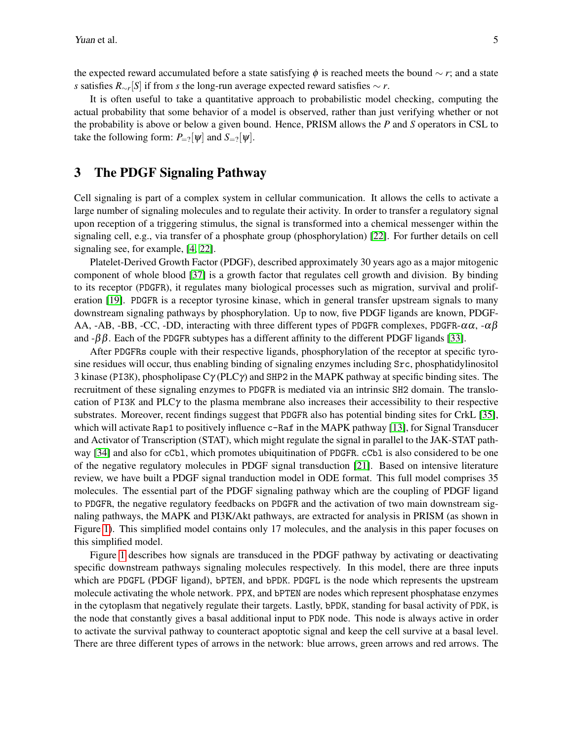the expected reward accumulated before a state satisfying $\phi$ is reached meets the bound $\sim r$; and a state $s$ satisfies $R_{\sim r}[S]$ if from $s$ the long-run average expected reward satisfies $\sim r$.

It is often useful to take a quantitative approach to probabilistic model checking, computing the actual probability that some behavior of a model is observed, rather than just verifying whether or not the probability is above or below a given bound. Hence, PRISM allows the $P$ and $S$ operators in CSL to take the following form: $P_{=?}[\psi]$ and $S_{=?}[\psi]$.

## 3 The PDGF Signaling Pathway

Cell signaling is part of a complex system in cellular communication. It allows the cells to activate a large number of signaling molecules and to regulate their activity. In order to transfer a regulatory signal upon reception of a triggering stimulus, the signal is transformed into a chemical messenger within the signaling cell, e.g., via transfer of a phosphate group (phosphorylation) [22]. For further details on cell signaling see, for example, [4, 22].

Platelet-Derived Growth Factor (PDGF), described approximately 30 years ago as a major mitogenic component of whole blood [37] is a growth factor that regulates cell growth and division. By binding to its receptor (PDGFR), it regulates many biological processes such as migration, survival and proliferation [19]. PDGFR is a receptor tyrosine kinase, which in general transfer upstream signals to many downstream signaling pathways by phosphorylation. Up to now, five PDGF ligands are known, PDGF-AA, -AB, -BB, -CC, -DD, interacting with three different types of PDGFR complexes, PDGFR-$\alpha\alpha$, -$\alpha\beta$ and -$\beta\beta$. Each of the PDGFR subtypes has a different affinity to the different PDGF ligands [33].

After PDGFRs couple with their respective ligands, phosphorylation of the receptor at specific tyrosine residues will occur, thus enabling binding of signaling enzymes including Src, phosphatidylinositol 3 kinase (PI3K), phospholipase C$\gamma$ (PLC$\gamma$) and SHP2 in the MAPK pathway at specific binding sites. The recruitment of these signaling enzymes to PDGFR is mediated via an intrinsic SH2 domain. The translocation of PI3K and PLC$\gamma$ to the plasma membrane also increases their accessibility to their respective substrates. Moreover, recent findings suggest that PDGFR also has potential binding sites for CrkL [35], which will activate Rap1 to positively influence c-Raf in the MAPK pathway [13], for Signal Transducer and Activator of Transcription (STAT), which might regulate the signal in parallel to the JAK-STAT pathway [34] and also for cCbl, which promotes ubiquitination of PDGFR. cCbl is also considered to be one of the negative regulatory molecules in PDGF signal transduction [21]. Based on intensive literature review, we have built a PDGF signal tranduction model in ODE format. This full model comprises 35 molecules. The essential part of the PDGF signaling pathway which are the coupling of PDGF ligand to PDGFR, the negative regulatory feedbacks on PDGFR and the activation of two main downstream signaling pathways, the MAPK and PI3K/Akt pathways, are extracted for analysis in PRISM (as shown in Figure 1). This simplified model contains only 17 molecules, and the analysis in this paper focuses on this simplified model.

Figure 1 describes how signals are transduced in the PDGF pathway by activating or deactivating specific downstream pathways signaling molecules respectively. In this model, there are three inputs which are PDGFL (PDGF ligand), bPTEN, and bPDK. PDGFL is the node which represents the upstream molecule activating the whole network. PPX, and bPTEN are nodes which represent phosphatase enzymes in the cytoplasm that negatively regulate their targets. Lastly, bPDK, standing for basal activity of PDK, is the node that constantly gives a basal additional input to PDK node. This node is always active in order to activate the survival pathway to counteract apoptotic signal and keep the cell survive at a basal level. There are three different types of arrows in the network: blue arrows, green arrows and red arrows. The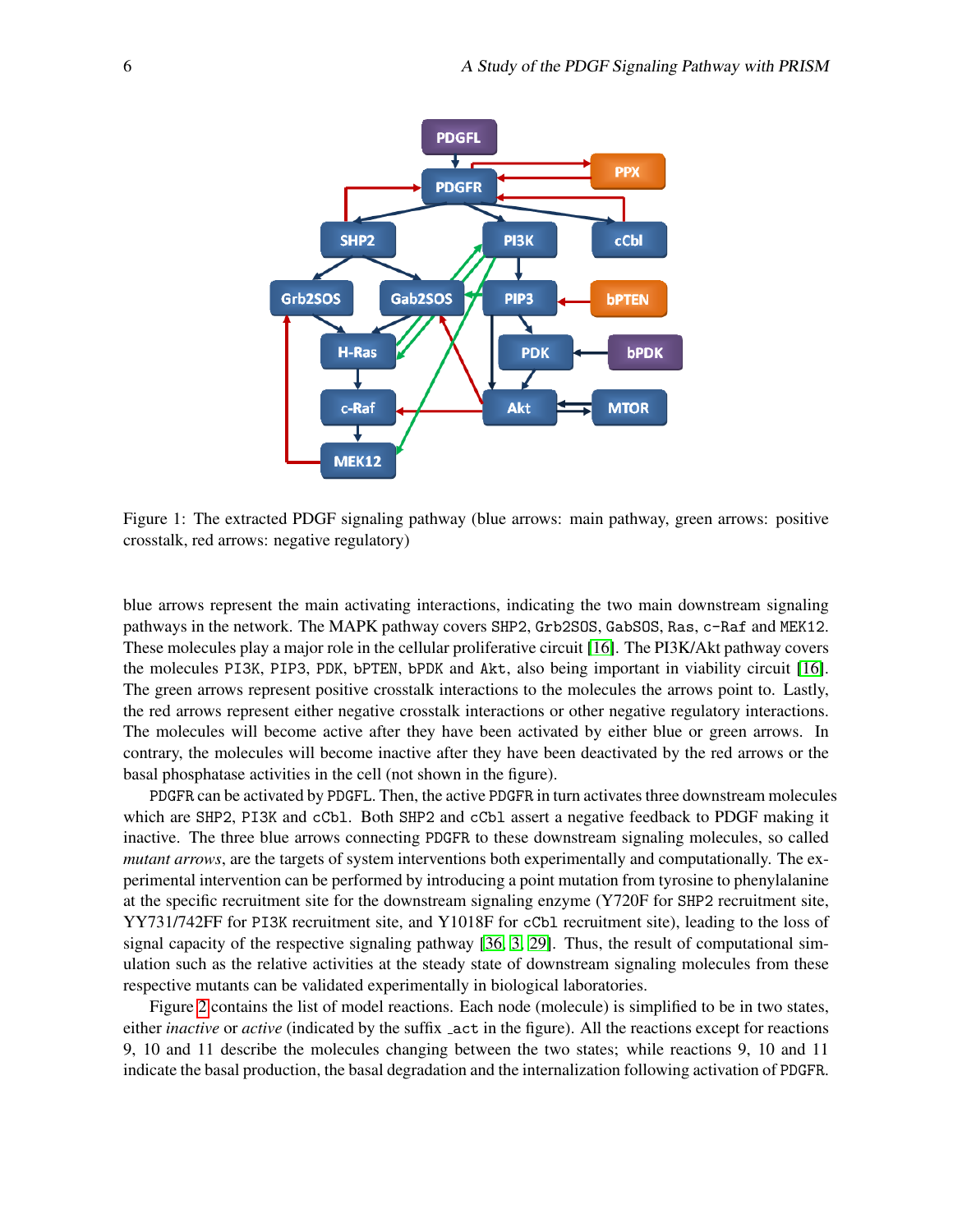Figure 1: The extracted PDGF signaling pathway (blue arrows: main pathway, green arrows: positive crosstalk, red arrows: negative regulatory)

blue arrows represent the main activating interactions, indicating the two main downstream signaling pathways in the network. The MAPK pathway covers SHP2, Grb2SOS, GabSOS, Ras, c-Raf and MEK12. These molecules play a major role in the cellular proliferative circuit [16]. The PI3K/Akt pathway covers the molecules PI3K, PIP3, PDK, bPTEN, bPDK and Akt, also being important in viability circuit [16]. The green arrows represent positive crosstalk interactions to the molecules the arrows point to. Lastly, the red arrows represent either negative crosstalk interactions or other negative regulatory interactions. The molecules will become active after they have been activated by either blue or green arrows. In contrary, the molecules will become inactive after they have been deactivated by the red arrows or the basal phosphatase activities in the cell (not shown in the figure).

PDGFR can be activated by PDGFL. Then, the active PDGFR in turn activates three downstream molecules which are SHP2, PI3K and cCbl. Both SHP2 and cCbl assert a negative feedback to PDGF making it inactive. The three blue arrows connecting PDGFR to these downstream signaling molecules, so called *mutant arrows*, are the targets of system interventions both experimentally and computationally. The experimental intervention can be performed by introducing a point mutation from tyrosine to phenylalanine at the specific recruitment site for the downstream signaling enzyme (Y720F for SHP2 recruitment site, YY731/742FF for PI3K recruitment site, and Y1018F for cCbl recruitment site), leading to the loss of signal capacity of the respective signaling pathway [36, 3, 29]. Thus, the result of computational simulation such as the relative activities at the steady state of downstream signaling molecules from these respective mutants can be validated experimentally in biological laboratories.

Figure 2 contains the list of model reactions. Each node (molecule) is simplified to be in two states, either *inactive* or *active* (indicated by the suffix _act in the figure). All the reactions except for reactions 9, 10 and 11 describe the molecules changing between the two states; while reactions 9, 10 and 11 indicate the basal production, the basal degradation and the internalization following activation of PDGFR.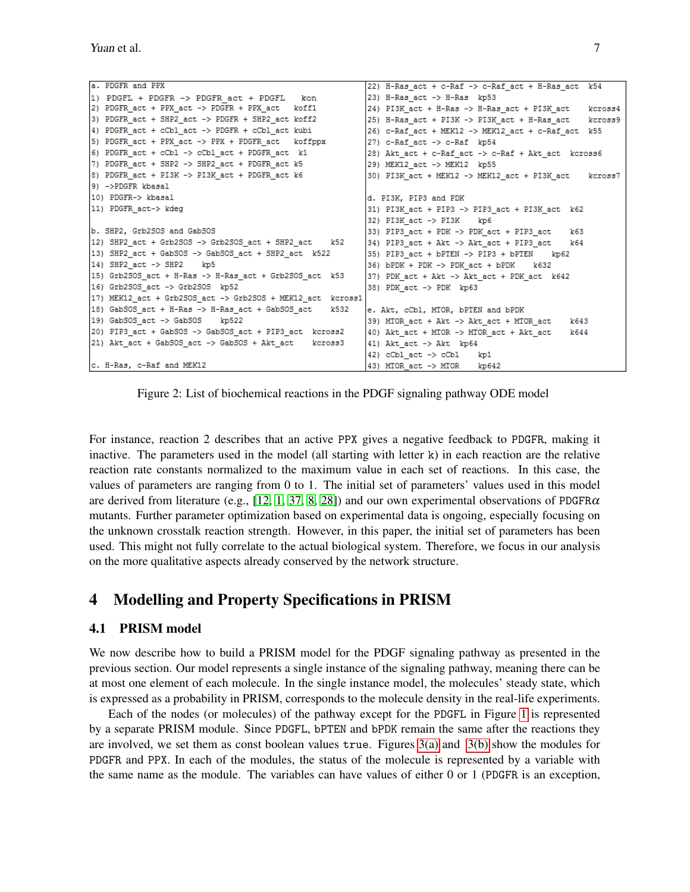| a. PDGFR and PPX | 22) H-Ras_act + c-Raf -> c-Raf_act + H-Ras_act k54 |
|---|---|
| 1) PDGFL + PDGFR -> PDGFR_act + PDGFL kon | 23) H-Ras_act -> H-Ras kp53 |
| 2) PDGFR_act + PPX_act -> PDGFR + PPX_act koff1 | 24) PI3K_act + H-Ras -> H-Ras_act + PI3K_act kcross4 |
| 3) PDGFR_act + SHP2_act -> PDGFR + SHP2_act koff2 | 25) H-Ras_act + PI3K -> PI3K_act + H-Ras_act kcross9 |
| 4) PDGFR_act + cCbl_act -> PDGFR + cCbl_act kubi | 26) c-Raf_act + MEK12 -> MEK12_act + c-Raf_act k55 |
| 5) PDGFR_act + PPX_act -> PPX + PDGFR_act koffppx | 27) c-Raf_act -> c-Raf kp54 |
| 6) PDGFR_act + cCbl -> cCbl_act + PDGFR_act k1 | 28) Akt_act + c-Raf_act -> c-Raf + Akt_act kcross6 |
| 7) PDGFR_act + SHP2 -> SHP2_act + PDGFR_act k5 | 29) MEK12_act -> MEK12 kp55 |
| 8) PDGFR_act + PI3K -> PI3K_act + PDGFR_act k6 | 30) PI3K_act + MEK12 -> MEK12_act + PI3K_act kcross7 |
| 9) ->PDGFR kbasal | |
| 10) PDGFR-> kbasal | d. PI3K, PIP3 and PDK |
| 11) PDGFR_act-> kdeg | 31) PI3K_act + PIP3 -> PIP3_act + PI3K_act k62 |
| | 32) PI3K_act -> PI3K kp6 |
| b. SHP2, Grb2SOS and GabSOS | 33) PIP3_act + PDK -> PDK_act + PIP3_act k63 |
| 12) SHP2_act + Grb2SOS -> Grb2SOS_act + SHP2_act k52 | 34) PIP3_act + Akt -> Akt_act + PIP3_act k64 |
| 13) SHP2_act + GabSOS -> GabSOS_act + SHP2_act k522 | 35) PIP3_act + bPTEN -> PIP3 + bPTEN kp62 |
| 14) SHP2_act -> SHP2 kp5 | 36) bPDK + PDK -> PDK_act + bPDK k632 |
| 15) Grb2SOS_act + H-Ras -> H-Ras_act + Grb2SOS_act k53 | 37) PDK_act + Akt -> Akt_act + PDK_act k642 |
| 16) Grb2SOS_act -> Grb2SOS kp52 | 38) PDK_act -> PDK kp63 |
| 17) MEK12_act + Grb2SOS_act -> Grb2SOS + MEK12_act kcross1 | |
| 18) GabSOS_act + H-Ras -> H-Ras_act + GabSOS_act k532 | e. Akt, cCbl, MTOR, bPTEN and bPDK |
| 19) GabSOS_act -> GabSOS kp522 | 39) MTOR_act + Akt -> Akt_act + MTOR_act k643 |
| 20) PIP3_act + GabSOS -> GabSOS_act + PIP3_act kcross2 | 40) Akt_act + MTOR -> MTOR_act + Akt_act k644 |
| 21) Akt_act + GabSOS_act -> GabSOS + Akt_act kcross3 | 41) Akt_act -> Akt kp64 |
| | 42) cCbl_act -> cCbl kp1 |
| c. H-Ras, c-Raf and MEK12 | 43) MTOR_act -> MTOR kp642 |

Figure 2: List of biochemical reactions in the PDGF signaling pathway ODE model

For instance, reaction 2 describes that an active PPX gives a negative feedback to PDGFR, making it inactive. The parameters used in the model (all starting with letter k) in each reaction are the relative reaction rate constants normalized to the maximum value in each set of reactions. In this case, the values of parameters are ranging from 0 to 1. The initial set of parameters' values used in this model are derived from literature (e.g., [12, 1, 37, 8, 28]) and our own experimental observations of PDGFR$\alpha$ mutants. Further parameter optimization based on experimental data is ongoing, especially focusing on the unknown crosstalk reaction strength. However, in this paper, the initial set of parameters has been used. This might not fully correlate to the actual biological system. Therefore, we focus in our analysis on the more qualitative aspects already conserved by the network structure.

# 4 Modelling and Property Specifications in PRISM

## 4.1 PRISM model

We now describe how to build a PRISM model for the PDGF signaling pathway as presented in the previous section. Our model represents a single instance of the signaling pathway, meaning there can be at most one element of each molecule. In the single instance model, the molecules' steady state, which is expressed as a probability in PRISM, corresponds to the molecule density in the real-life experiments.

Each of the nodes (or molecules) of the pathway except for the PDGFL in Figure 1 is represented by a separate PRISM module. Since PDGFL, bPTEN and bPDK remain the same after the reactions they are involved, we set them as const boolean values true. Figures 3(a) and 3(b) show the modules for PDGFR and PPX. In each of the modules, the status of the molecule is represented by a variable with the same name as the module. The variables can have values of either 0 or 1 (PDGFR is an exception,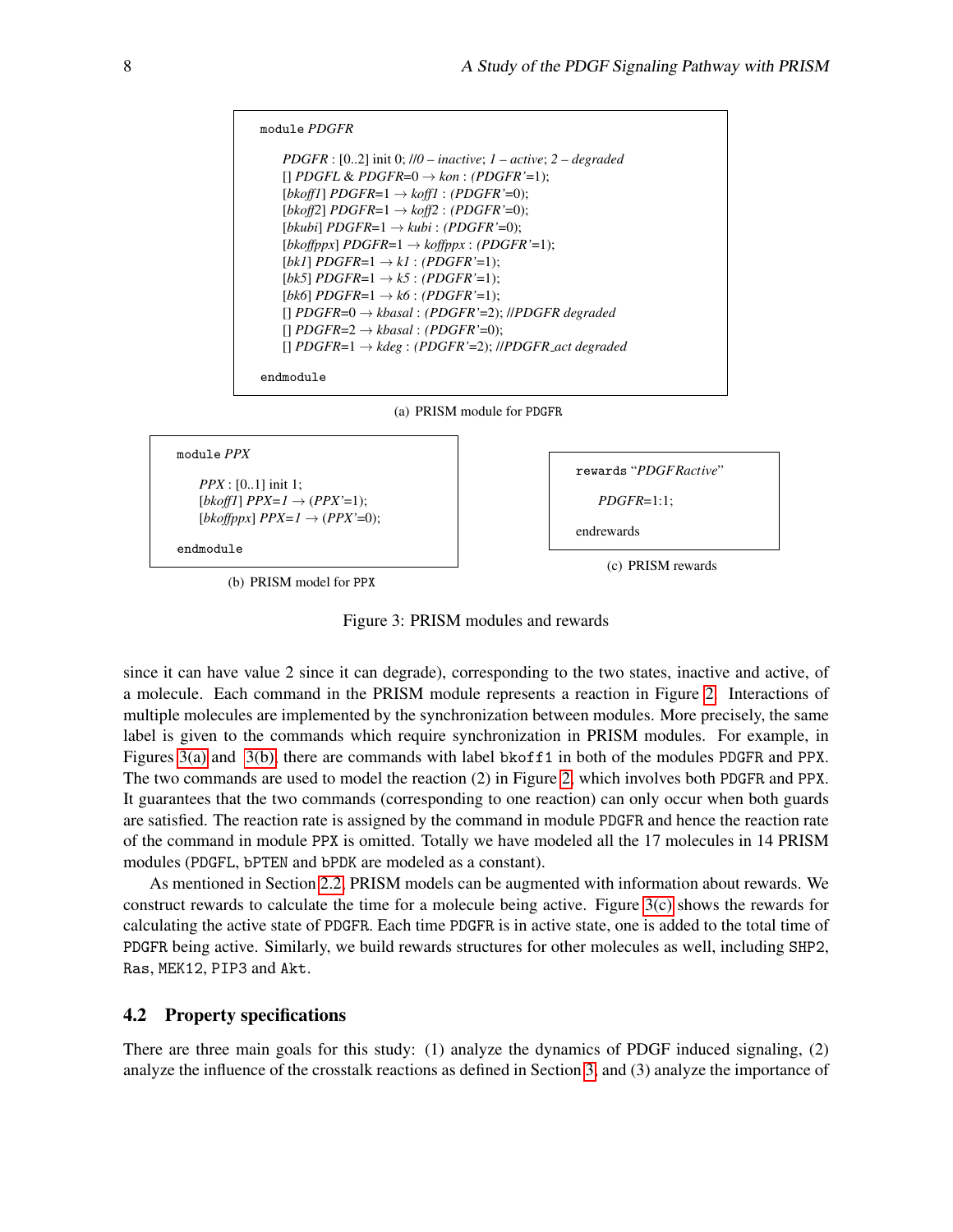```
module PDGFR

    PDGFR : [0..2] init 0; //0 – inactive; 1 – active; 2 – degraded
    [] PDGFL & PDGFR=0 → kon : (PDGFR'=1);
    [bkoff1] PDGFR=1 → koff1 : (PDGFR'=0);
    [bkoff2] PDGFR=1 → koff2 : (PDGFR'=0);
    [bkubi] PDGFR=1 → kubi : (PDGFR'=0);
    [bkoffppx] PDGFR=1 → koffppx : (PDGFR'=1);
    [bk1] PDGFR=1 → k1 : (PDGFR'=1);
    [bk5] PDGFR=1 → k5 : (PDGFR'=1);
    [bk6] PDGFR=1 → k6 : (PDGFR'=1);
    [] PDGFR=0 → kbasal : (PDGFR'=2); //PDGFR degraded
    [] PDGFR=2 → kbasal : (PDGFR'=0);
    [] PDGFR=1 → kdeg : (PDGFR'=2); //PDGFR_act degraded

endmodule
```

(a) PRISM module for PDGFR

```
module PPX

    PPX : [0..1] init 1;
    [bkoff1] PPX=1 → (PPX'=1);
    [bkoffppx] PPX=1 → (PPX'=0);

endmodule
```

(b) PRISM model for PPX

```
rewards "PDGFRactive"

    PDGFR=1:1;

endrewards
```

(c) PRISM rewards

Figure 3: PRISM modules and rewards

since it can have value 2 since it can degrade), corresponding to the two states, inactive and active, of a molecule. Each command in the PRISM module represents a reaction in Figure 2. Interactions of multiple molecules are implemented by the synchronization between modules. More precisely, the same label is given to the commands which require synchronization in PRISM modules. For example, in Figures 3(a) and 3(b), there are commands with label bkoff1 in both of the modules PDGFR and PPX. The two commands are used to model the reaction (2) in Figure 2, which involves both PDGFR and PPX. It guarantees that the two commands (corresponding to one reaction) can only occur when both guards are satisfied. The reaction rate is assigned by the command in module PDGFR and hence the reaction rate of the command in module PPX is omitted. Totally we have modeled all the 17 molecules in 14 PRISM modules (PDGFL, bPTEN and bPDK are modeled as a constant).

As mentioned in Section 2.2, PRISM models can be augmented with information about rewards. We construct rewards to calculate the time for a molecule being active. Figure 3(c) shows the rewards for calculating the active state of PDGFR. Each time PDGFR is in active state, one is added to the total time of PDGFR being active. Similarly, we build rewards structures for other molecules as well, including SHP2, Ras, MEK12, PIP3 and Akt.

### 4.2 Property specifications

There are three main goals for this study: (1) analyze the dynamics of PDGF induced signaling, (2) analyze the influence of the crosstalk reactions as defined in Section 3, and (3) analyze the importance of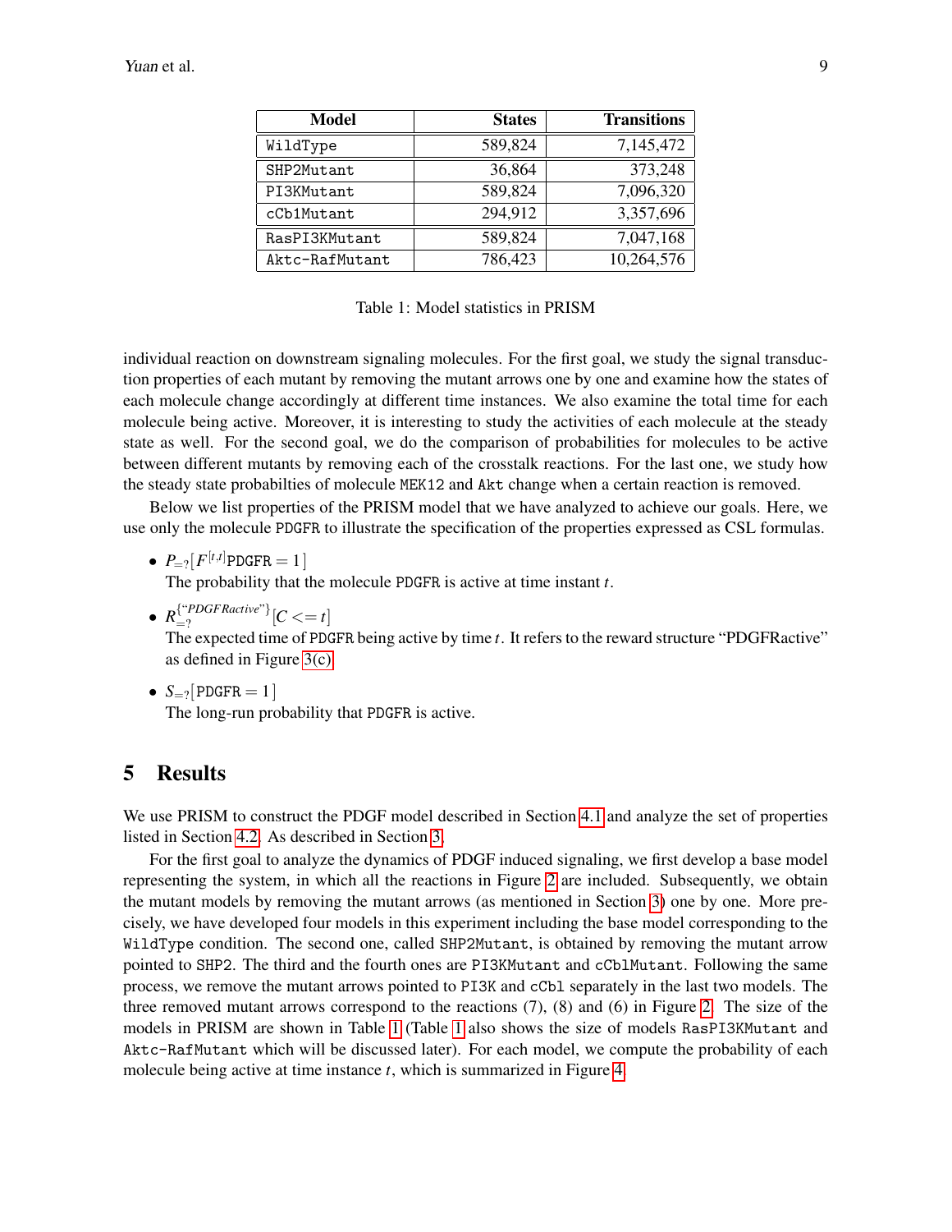| Model | States | Transitions |
|---|---|---|
| `WildType` | 589,824 | 7,145,472 |
| `SHP2Mutant` | 36,864 | 373,248 |
| `PI3KMutant` | 589,824 | 7,096,320 |
| `cCb1Mutant` | 294,912 | 3,357,696 |
| `RasPI3KMutant` | 589,824 | 7,047,168 |
| `Aktc-RafMutant` | 786,423 | 10,264,576 |

Table 1: Model statistics in PRISM

individual reaction on downstream signaling molecules. For the first goal, we study the signal transduction properties of each mutant by removing the mutant arrows one by one and examine how the states of each molecule change accordingly at different time instances. We also examine the total time for each molecule being active. Moreover, it is interesting to study the activities of each molecule at the steady state as well. For the second goal, we do the comparison of probabilities for molecules to be active between different mutants by removing each of the crosstalk reactions. For the last one, we study how the steady state probabilties of molecule `MEK12` and `Akt` change when a certain reaction is removed.

Below we list properties of the PRISM model that we have analyzed to achieve our goals. Here, we use only the molecule `PDGFR` to illustrate the specification of the properties expressed as CSL formulas.

- $P_{=?}[F^{[t,t]}\texttt{PDGFR} = 1]$
  The probability that the molecule `PDGFR` is active at time instant $t$.
- $R_{=?}^{\{\text{“}PDGFRactive\text{”}\}}[C <= t]$
  The expected time of `PDGFR` being active by time $t$. It refers to the reward structure “PDGFRactive” as defined in Figure 3(c).
- $S_{=?}[\texttt{PDGFR} = 1]$
  The long-run probability that `PDGFR` is active.

# 5 Results

We use PRISM to construct the PDGF model described in Section 4.1 and analyze the set of properties listed in Section 4.2. As described in Section 3.

For the first goal to analyze the dynamics of PDGF induced signaling, we first develop a base model representing the system, in which all the reactions in Figure 2 are included. Subsequently, we obtain the mutant models by removing the mutant arrows (as mentioned in Section 3) one by one. More precisely, we have developed four models in this experiment including the base model corresponding to the `WildType` condition. The second one, called `SHP2Mutant`, is obtained by removing the mutant arrow pointed to `SHP2`. The third and the fourth ones are `PI3KMutant` and `cCblMutant`. Following the same process, we remove the mutant arrows pointed to `PI3K` and `cCbl` separately in the last two models. The three removed mutant arrows correspond to the reactions (7), (8) and (6) in Figure 2. The size of the models in PRISM are shown in Table 1 (Table 1 also shows the size of models `RasPI3KMutant` and `Aktc-RafMutant` which will be discussed later). For each model, we compute the probability of each molecule being active at time instance $t$, which is summarized in Figure 4.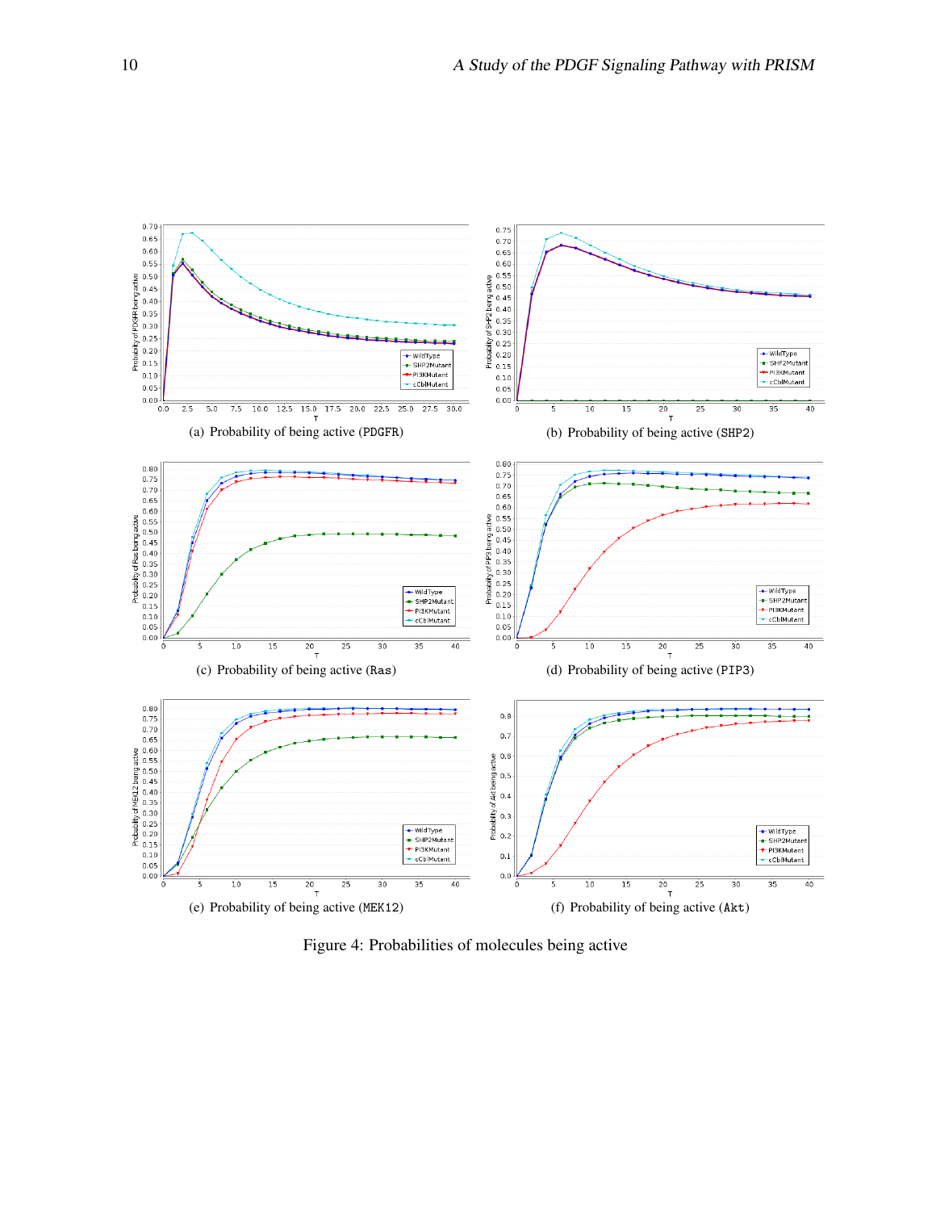(a) Probability of being active (PDGFR)

(b) Probability of being active (SHP2)

(c) Probability of being active (Ras)

(d) Probability of being active (PIP3)

(e) Probability of being active (MEK12)

(f) Probability of being active (Akt)

Figure 4: Probabilities of molecules being active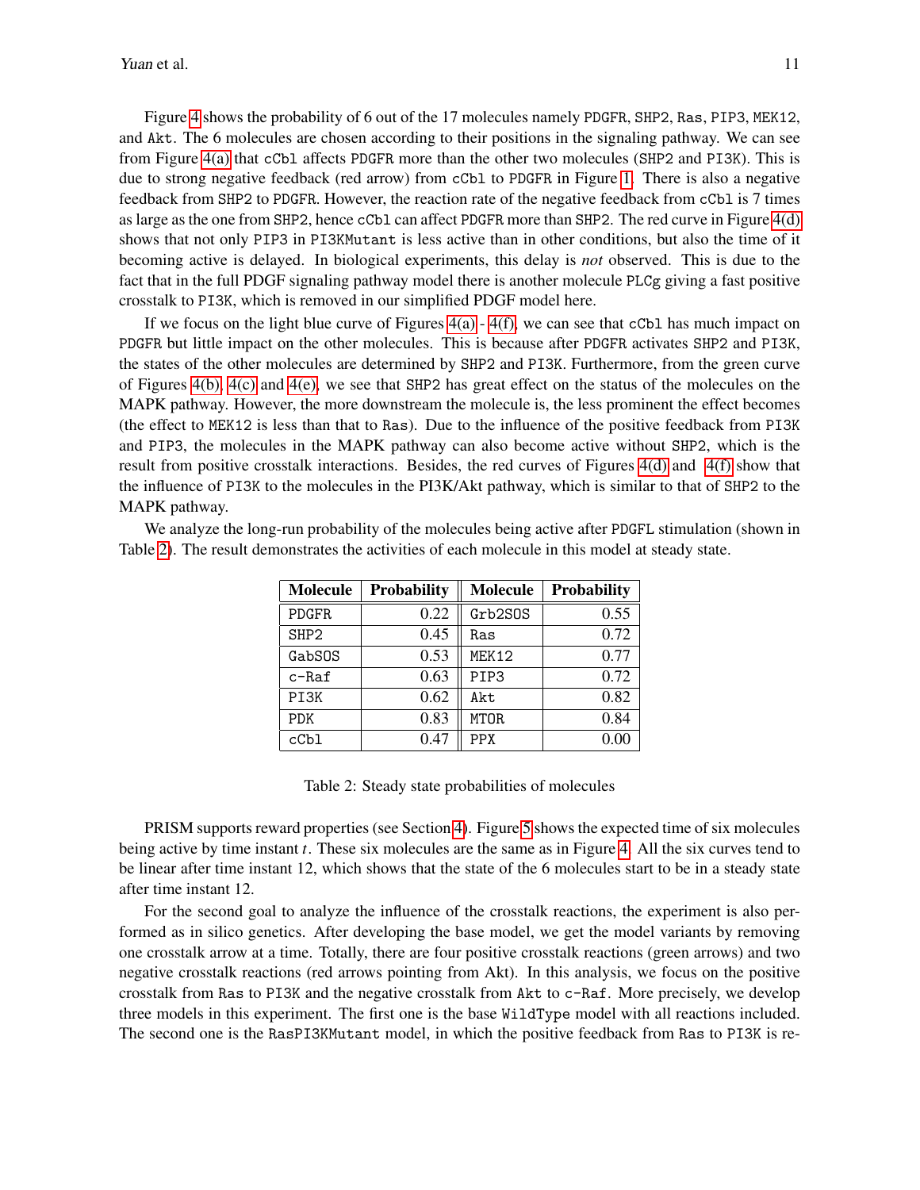Figure 4 shows the probability of 6 out of the 17 molecules namely PDGFR, SHP2, Ras, PIP3, MEK12, and Akt. The 6 molecules are chosen according to their positions in the signaling pathway. We can see from Figure 4(a) that cCbl affects PDGFR more than the other two molecules (SHP2 and PI3K). This is due to strong negative feedback (red arrow) from cCbl to PDGFR in Figure 1. There is also a negative feedback from SHP2 to PDGFR. However, the reaction rate of the negative feedback from cCbl is 7 times as large as the one from SHP2, hence cCbl can affect PDGFR more than SHP2. The red curve in Figure 4(d) shows that not only PIP3 in PI3KMutant is less active than in other conditions, but also the time of it becoming active is delayed. In biological experiments, this delay is *not* observed. This is due to the fact that in the full PDGF signaling pathway model there is another molecule PLCg giving a fast positive crosstalk to PI3K, which is removed in our simplified PDGF model here.

If we focus on the light blue curve of Figures 4(a) - 4(f), we can see that cCbl has much impact on PDGFR but little impact on the other molecules. This is because after PDGFR activates SHP2 and PI3K, the states of the other molecules are determined by SHP2 and PI3K. Furthermore, from the green curve of Figures 4(b), 4(c) and 4(e), we see that SHP2 has great effect on the status of the molecules on the MAPK pathway. However, the more downstream the molecule is, the less prominent the effect becomes (the effect to MEK12 is less than that to Ras). Due to the influence of the positive feedback from PI3K and PIP3, the molecules in the MAPK pathway can also become active without SHP2, which is the result from positive crosstalk interactions. Besides, the red curves of Figures 4(d) and 4(f) show that the influence of PI3K to the molecules in the PI3K/Akt pathway, which is similar to that of SHP2 to the MAPK pathway.

We analyze the long-run probability of the molecules being active after PDGFL stimulation (shown in Table 2). The result demonstrates the activities of each molecule in this model at steady state.

| Molecule | Probability | Molecule | Probability |
|---|---|---|---|
| PDGFR | 0.22 | Grb2SOS | 0.55 |
| SHP2 | 0.45 | Ras | 0.72 |
| GabSOS | 0.53 | MEK12 | 0.77 |
| c-Raf | 0.63 | PIP3 | 0.72 |
| PI3K | 0.62 | Akt | 0.82 |
| PDK | 0.83 | MTOR | 0.84 |
| cCbl | 0.47 | PPX | 0.00 |

Table 2: Steady state probabilities of molecules

PRISM supports reward properties (see Section 4). Figure 5 shows the expected time of six molecules being active by time instant $t$. These six molecules are the same as in Figure 4. All the six curves tend to be linear after time instant 12, which shows that the state of the 6 molecules start to be in a steady state after time instant 12.

For the second goal to analyze the influence of the crosstalk reactions, the experiment is also performed as in silico genetics. After developing the base model, we get the model variants by removing one crosstalk arrow at a time. Totally, there are four positive crosstalk reactions (green arrows) and two negative crosstalk reactions (red arrows pointing from Akt). In this analysis, we focus on the positive crosstalk from Ras to PI3K and the negative crosstalk from Akt to c-Raf. More precisely, we develop three models in this experiment. The first one is the base WildType model with all reactions included. The second one is the RasPI3KMutant model, in which the positive feedback from Ras to PI3K is re-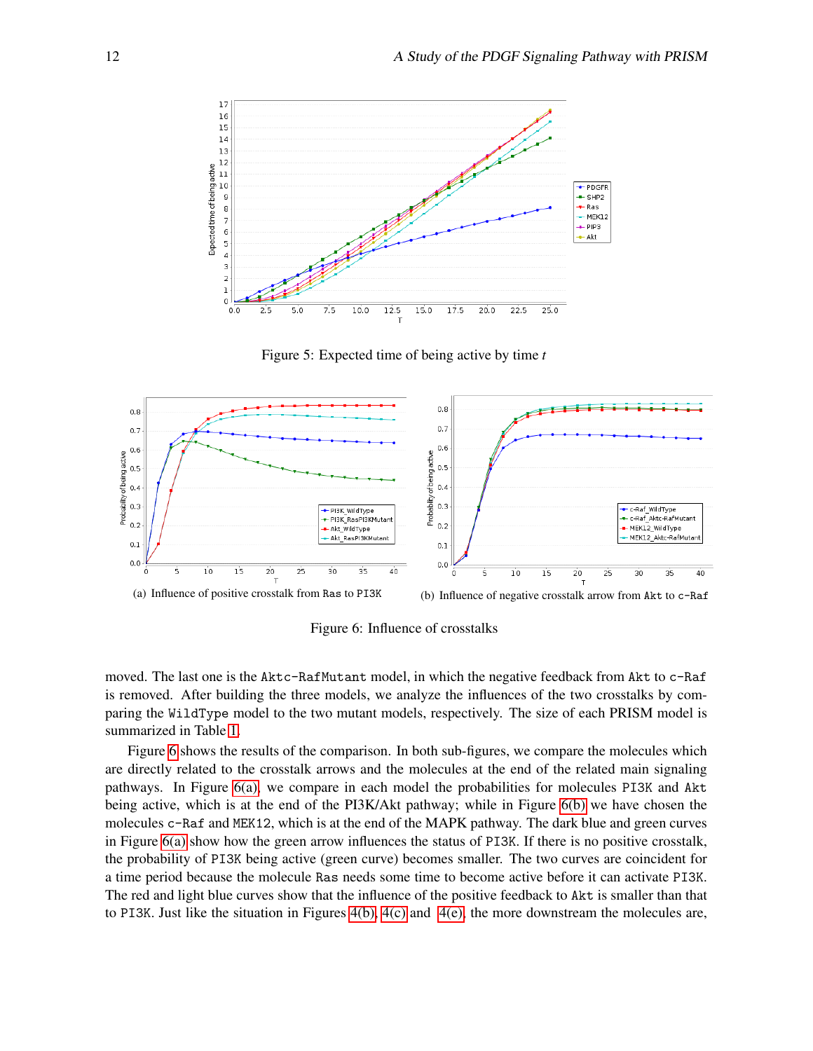Figure 5: Expected time of being active by time $t$

(a) Influence of positive crosstalk from Ras to PI3K

(b) Influence of negative crosstalk arrow from Akt to c-Raf

Figure 6: Influence of crosstalks

moved. The last one is the Aktc-RafMutant model, in which the negative feedback from Akt to c-Raf is removed. After building the three models, we analyze the influences of the two crosstalks by comparing the WildType model to the two mutant models, respectively. The size of each PRISM model is summarized in Table 1.

Figure 6 shows the results of the comparison. In both sub-figures, we compare the molecules which are directly related to the crosstalk arrows and the molecules at the end of the related main signaling pathways. In Figure 6(a), we compare in each model the probabilities for molecules PI3K and Akt being active, which is at the end of the PI3K/Akt pathway; while in Figure 6(b) we have chosen the molecules c-Raf and MEK12, which is at the end of the MAPK pathway. The dark blue and green curves in Figure 6(a) show how the green arrow influences the status of PI3K. If there is no positive crosstalk, the probability of PI3K being active (green curve) becomes smaller. The two curves are coincident for a time period because the molecule Ras needs some time to become active before it can activate PI3K. The red and light blue curves show that the influence of the positive feedback to Akt is smaller than that to PI3K. Just like the situation in Figures 4(b), 4(c) and 4(e), the more downstream the molecules are,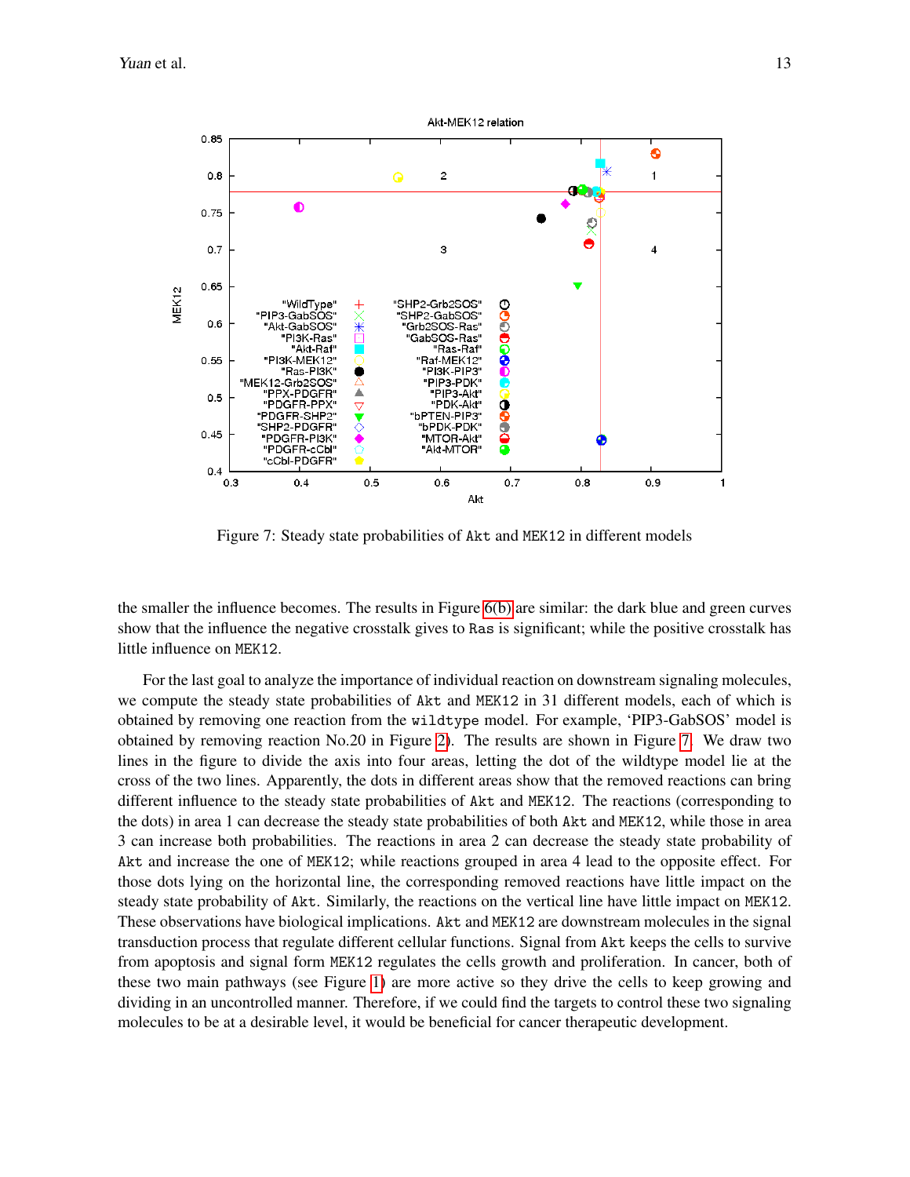Figure 7: Steady state probabilities of Akt and MEK12 in different models

the smaller the influence becomes. The results in Figure 6(b) are similar: the dark blue and green curves show that the influence the negative crosstalk gives to Ras is significant; while the positive crosstalk has little influence on MEK12.

For the last goal to analyze the importance of individual reaction on downstream signaling molecules, we compute the steady state probabilities of Akt and MEK12 in 31 different models, each of which is obtained by removing one reaction from the wildtype model. For example, 'PIP3-GabSOS' model is obtained by removing reaction No.20 in Figure 2). The results are shown in Figure 7. We draw two lines in the figure to divide the axis into four areas, letting the dot of the wildtype model lie at the cross of the two lines. Apparently, the dots in different areas show that the removed reactions can bring different influence to the steady state probabilities of Akt and MEK12. The reactions (corresponding to the dots) in area 1 can decrease the steady state probabilities of both Akt and MEK12, while those in area 3 can increase both probabilities. The reactions in area 2 can decrease the steady state probability of Akt and increase the one of MEK12; while reactions grouped in area 4 lead to the opposite effect. For those dots lying on the horizontal line, the corresponding removed reactions have little impact on the steady state probability of Akt. Similarly, the reactions on the vertical line have little impact on MEK12. These observations have biological implications. Akt and MEK12 are downstream molecules in the signal transduction process that regulate different cellular functions. Signal from Akt keeps the cells to survive from apoptosis and signal form MEK12 regulates the cells growth and proliferation. In cancer, both of these two main pathways (see Figure 1) are more active so they drive the cells to keep growing and dividing in an uncontrolled manner. Therefore, if we could find the targets to control these two signaling molecules to be at a desirable level, it would be beneficial for cancer therapeutic development.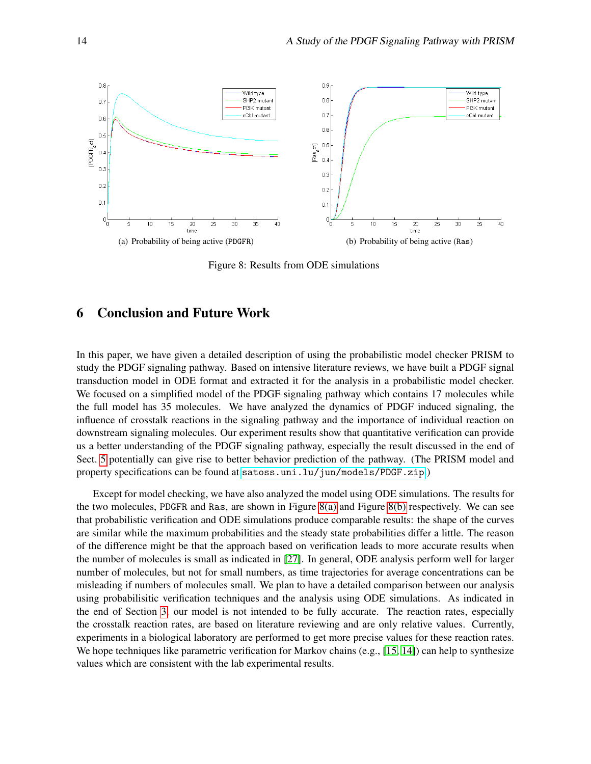(a) Probability of being active (PDGFR)

(b) Probability of being active (Ras)

Figure 8: Results from ODE simulations

# 6 Conclusion and Future Work

In this paper, we have given a detailed description of using the probabilistic model checker PRISM to study the PDGF signaling pathway. Based on intensive literature reviews, we have built a PDGF signal transduction model in ODE format and extracted it for the analysis in a probabilistic model checker. We focused on a simplified model of the PDGF signaling pathway which contains 17 molecules while the full model has 35 molecules. We have analyzed the dynamics of PDGF induced signaling, the influence of crosstalk reactions in the signaling pathway and the importance of individual reaction on downstream signaling molecules. Our experiment results show that quantitative verification can provide us a better understanding of the PDGF signaling pathway, especially the result discussed in the end of Sect. 5 potentially can give rise to better behavior prediction of the pathway. (The PRISM model and property specifications can be found at `satoss.uni.lu/jun/models/PDGF.zip`.)

Except for model checking, we have also analyzed the model using ODE simulations. The results for the two molecules, PDGFR and Ras, are shown in Figure 8(a) and Figure 8(b) respectively. We can see that probabilistic verification and ODE simulations produce comparable results: the shape of the curves are similar while the maximum probabilities and the steady state probabilities differ a little. The reason of the difference might be that the approach based on verification leads to more accurate results when the number of molecules is small as indicated in [27]. In general, ODE analysis perform well for larger number of molecules, but not for small numbers, as time trajectories for average concentrations can be misleading if numbers of molecules small. We plan to have a detailed comparison between our analysis using probabilisitic verification techniques and the analysis using ODE simulations. As indicated in the end of Section 3, our model is not intended to be fully accurate. The reaction rates, especially the crosstalk reaction rates, are based on literature reviewing and are only relative values. Currently, experiments in a biological laboratory are performed to get more precise values for these reaction rates. We hope techniques like parametric verification for Markov chains (e.g., [15, 14]) can help to synthesize values which are consistent with the lab experimental results.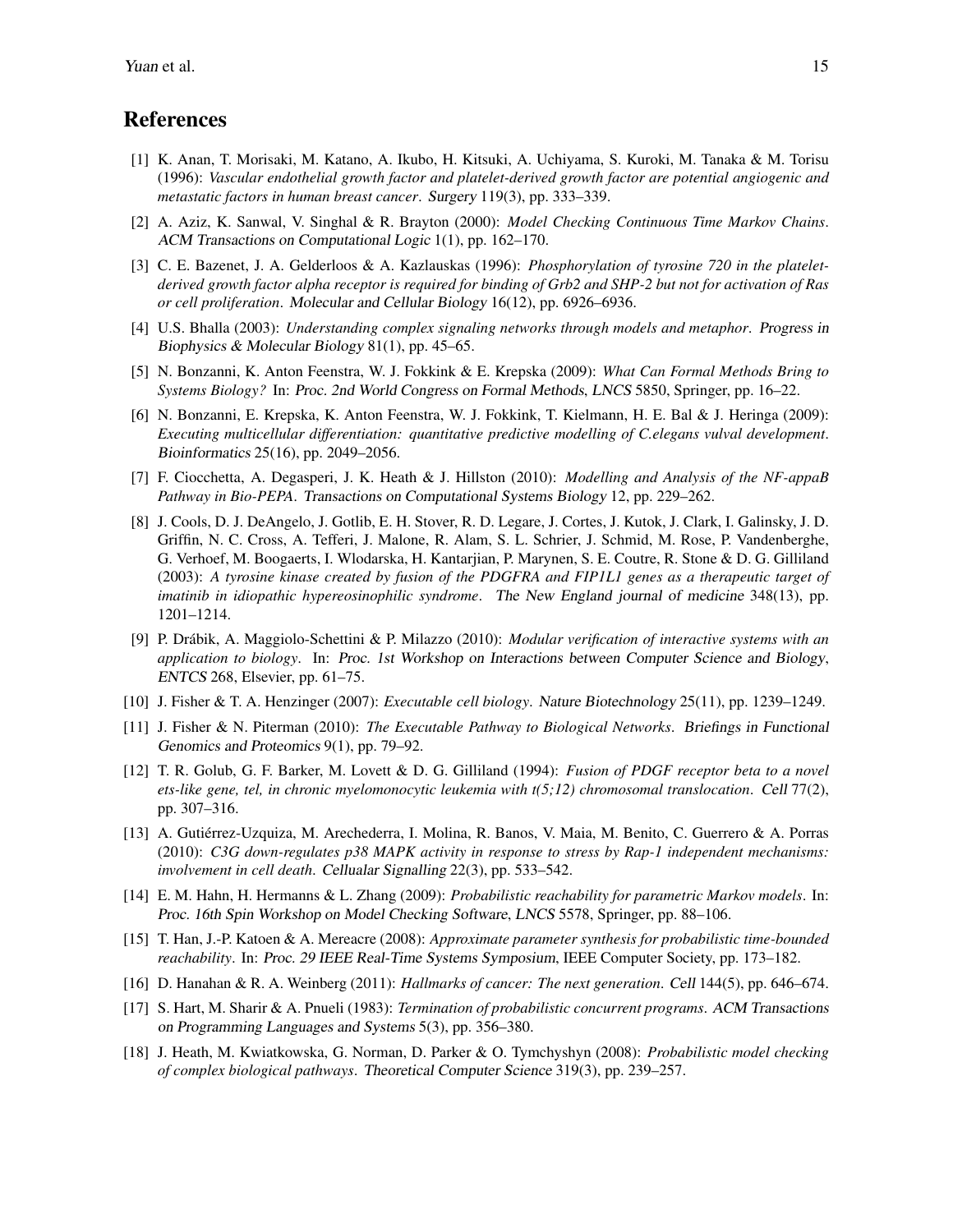# References

[1] K. Anan, T. Morisaki, M. Katano, A. Ikubo, H. Kitsuki, A. Uchiyama, S. Kuroki, M. Tanaka & M. Torisu (1996): *Vascular endothelial growth factor and platelet-derived growth factor are potential angiogenic and metastatic factors in human breast cancer*. Surgery 119(3), pp. 333–339.

[2] A. Aziz, K. Sanwal, V. Singhal & R. Brayton (2000): *Model Checking Continuous Time Markov Chains*. ACM Transactions on Computational Logic 1(1), pp. 162–170.

[3] C. E. Bazenet, J. A. Gelderloos & A. Kazlauskas (1996): *Phosphorylation of tyrosine 720 in the platelet-derived growth factor alpha receptor is required for binding of Grb2 and SHP-2 but not for activation of Ras or cell proliferation*. Molecular and Cellular Biology 16(12), pp. 6926–6936.

[4] U.S. Bhalla (2003): *Understanding complex signaling networks through models and metaphor*. Progress in Biophysics & Molecular Biology 81(1), pp. 45–65.

[5] N. Bonzanni, K. Anton Feenstra, W. J. Fokkink & E. Krepska (2009): *What Can Formal Methods Bring to Systems Biology?* In: Proc. 2nd World Congress on Formal Methods, LNCS 5850, Springer, pp. 16–22.

[6] N. Bonzanni, E. Krepska, K. Anton Feenstra, W. J. Fokkink, T. Kielmann, H. E. Bal & J. Heringa (2009): *Executing multicellular differentiation: quantitative predictive modelling of C.elegans vulval development*. Bioinformatics 25(16), pp. 2049–2056.

[7] F. Ciocchetta, A. Degasperi, J. K. Heath & J. Hillston (2010): *Modelling and Analysis of the NF-appaB Pathway in Bio-PEPA*. Transactions on Computational Systems Biology 12, pp. 229–262.

[8] J. Cools, D. J. DeAngelo, J. Gotlib, E. H. Stover, R. D. Legare, J. Cortes, J. Kutok, J. Clark, I. Galinsky, J. D. Griffin, N. C. Cross, A. Tefferi, J. Malone, R. Alam, S. L. Schrier, J. Schmid, M. Rose, P. Vandenberghe, G. Verhoef, M. Boogaerts, I. Wlodarska, H. Kantarjian, P. Marynen, S. E. Coutre, R. Stone & D. G. Gilliland (2003): *A tyrosine kinase created by fusion of the PDGFRA and FIP1L1 genes as a therapeutic target of imatinib in idiopathic hypereosinophilic syndrome*. The New England journal of medicine 348(13), pp. 1201–1214.

[9] P. Drábik, A. Maggiolo-Schettini & P. Milazzo (2010): *Modular verification of interactive systems with an application to biology*. In: Proc. 1st Workshop on Interactions between Computer Science and Biology, ENTCS 268, Elsevier, pp. 61–75.

[10] J. Fisher & T. A. Henzinger (2007): *Executable cell biology*. Nature Biotechnology 25(11), pp. 1239–1249.

[11] J. Fisher & N. Piterman (2010): *The Executable Pathway to Biological Networks*. Briefings in Functional Genomics and Proteomics 9(1), pp. 79–92.

[12] T. R. Golub, G. F. Barker, M. Lovett & D. G. Gilliland (1994): *Fusion of PDGF receptor beta to a novel ets-like gene, tel, in chronic myelomonocytic leukemia with t(5;12) chromosomal translocation*. Cell 77(2), pp. 307–316.

[13] A. Gutiérrez-Uzquiza, M. Arechederra, I. Molina, R. Banos, V. Maia, M. Benito, C. Guerrero & A. Porras (2010): *C3G down-regulates p38 MAPK activity in response to stress by Rap-1 independent mechanisms: involvement in cell death*. Cellualar Signalling 22(3), pp. 533–542.

[14] E. M. Hahn, H. Hermanns & L. Zhang (2009): *Probabilistic reachability for parametric Markov models*. In: Proc. 16th Spin Workshop on Model Checking Software, LNCS 5578, Springer, pp. 88–106.

[15] T. Han, J.-P. Katoen & A. Mereacre (2008): *Approximate parameter synthesis for probabilistic time-bounded reachability*. In: Proc. 29 IEEE Real-Time Systems Symposium, IEEE Computer Society, pp. 173–182.

[16] D. Hanahan & R. A. Weinberg (2011): *Hallmarks of cancer: The next generation*. Cell 144(5), pp. 646–674.

[17] S. Hart, M. Sharir & A. Pnueli (1983): *Termination of probabilistic concurrent programs*. ACM Transactions on Programming Languages and Systems 5(3), pp. 356–380.

[18] J. Heath, M. Kwiatkowska, G. Norman, D. Parker & O. Tymchyshyn (2008): *Probabilistic model checking of complex biological pathways*. Theoretical Computer Science 319(3), pp. 239–257.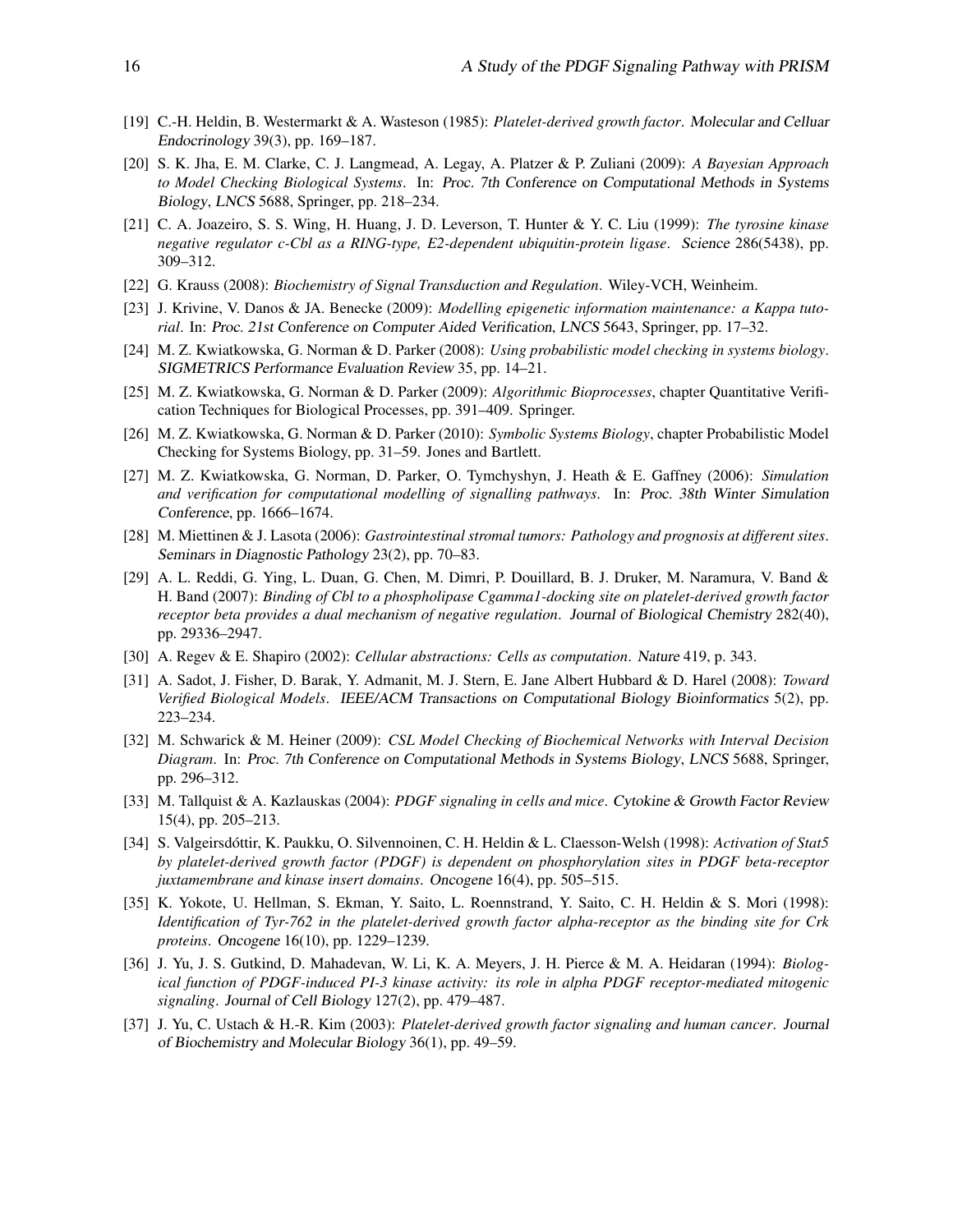[19] C.-H. Heldin, B. Westermarkt & A. Wasteson (1985): *Platelet-derived growth factor*. Molecular and Celluar Endocrinology 39(3), pp. 169–187.

[20] S. K. Jha, E. M. Clarke, C. J. Langmead, A. Legay, A. Platzer & P. Zuliani (2009): *A Bayesian Approach to Model Checking Biological Systems*. In: Proc. 7th Conference on Computational Methods in Systems Biology, LNCS 5688, Springer, pp. 218–234.

[21] C. A. Joazeiro, S. S. Wing, H. Huang, J. D. Leverson, T. Hunter & Y. C. Liu (1999): *The tyrosine kinase negative regulator c-Cbl as a RING-type, E2-dependent ubiquitin-protein ligase*. Science 286(5438), pp. 309–312.

[22] G. Krauss (2008): *Biochemistry of Signal Transduction and Regulation*. Wiley-VCH, Weinheim.

[23] J. Krivine, V. Danos & JA. Benecke (2009): *Modelling epigenetic information maintenance: a Kappa tutorial*. In: Proc. 21st Conference on Computer Aided Verification, LNCS 5643, Springer, pp. 17–32.

[24] M. Z. Kwiatkowska, G. Norman & D. Parker (2008): *Using probabilistic model checking in systems biology*. SIGMETRICS Performance Evaluation Review 35, pp. 14–21.

[25] M. Z. Kwiatkowska, G. Norman & D. Parker (2009): *Algorithmic Bioprocesses*, chapter Quantitative Verification Techniques for Biological Processes, pp. 391–409. Springer.

[26] M. Z. Kwiatkowska, G. Norman & D. Parker (2010): *Symbolic Systems Biology*, chapter Probabilistic Model Checking for Systems Biology, pp. 31–59. Jones and Bartlett.

[27] M. Z. Kwiatkowska, G. Norman, D. Parker, O. Tymchyshyn, J. Heath & E. Gaffney (2006): *Simulation and verification for computational modelling of signalling pathways*. In: Proc. 38th Winter Simulation Conference, pp. 1666–1674.

[28] M. Miettinen & J. Lasota (2006): *Gastrointestinal stromal tumors: Pathology and prognosis at different sites*. Seminars in Diagnostic Pathology 23(2), pp. 70–83.

[29] A. L. Reddi, G. Ying, L. Duan, G. Chen, M. Dimri, P. Douillard, B. J. Druker, M. Naramura, V. Band & H. Band (2007): *Binding of Cbl to a phospholipase Cgamma1-docking site on platelet-derived growth factor receptor beta provides a dual mechanism of negative regulation*. Journal of Biological Chemistry 282(40), pp. 29336–2947.

[30] A. Regev & E. Shapiro (2002): *Cellular abstractions: Cells as computation*. Nature 419, p. 343.

[31] A. Sadot, J. Fisher, D. Barak, Y. Admanit, M. J. Stern, E. Jane Albert Hubbard & D. Harel (2008): *Toward Verified Biological Models*. IEEE/ACM Transactions on Computational Biology Bioinformatics 5(2), pp. 223–234.

[32] M. Schwarick & M. Heiner (2009): *CSL Model Checking of Biochemical Networks with Interval Decision Diagram*. In: Proc. 7th Conference on Computational Methods in Systems Biology, LNCS 5688, Springer, pp. 296–312.

[33] M. Tallquist & A. Kazlauskas (2004): *PDGF signaling in cells and mice*. Cytokine & Growth Factor Review 15(4), pp. 205–213.

[34] S. Valgeirsdóttir, K. Paukku, O. Silvennoinen, C. H. Heldin & L. Claesson-Welsh (1998): *Activation of Stat5 by platelet-derived growth factor (PDGF) is dependent on phosphorylation sites in PDGF beta-receptor juxtamembrane and kinase insert domains*. Oncogene 16(4), pp. 505–515.

[35] K. Yokote, U. Hellman, S. Ekman, Y. Saito, L. Roennstrand, Y. Saito, C. H. Heldin & S. Mori (1998): *Identification of Tyr-762 in the platelet-derived growth factor alpha-receptor as the binding site for Crk proteins*. Oncogene 16(10), pp. 1229–1239.

[36] J. Yu, J. S. Gutkind, D. Mahadevan, W. Li, K. A. Meyers, J. H. Pierce & M. A. Heidaran (1994): *Biological function of PDGF-induced PI-3 kinase activity: its role in alpha PDGF receptor-mediated mitogenic signaling*. Journal of Cell Biology 127(2), pp. 479–487.

[37] J. Yu, C. Ustach & H.-R. Kim (2003): *Platelet-derived growth factor signaling and human cancer*. Journal of Biochemistry and Molecular Biology 36(1), pp. 49–59.